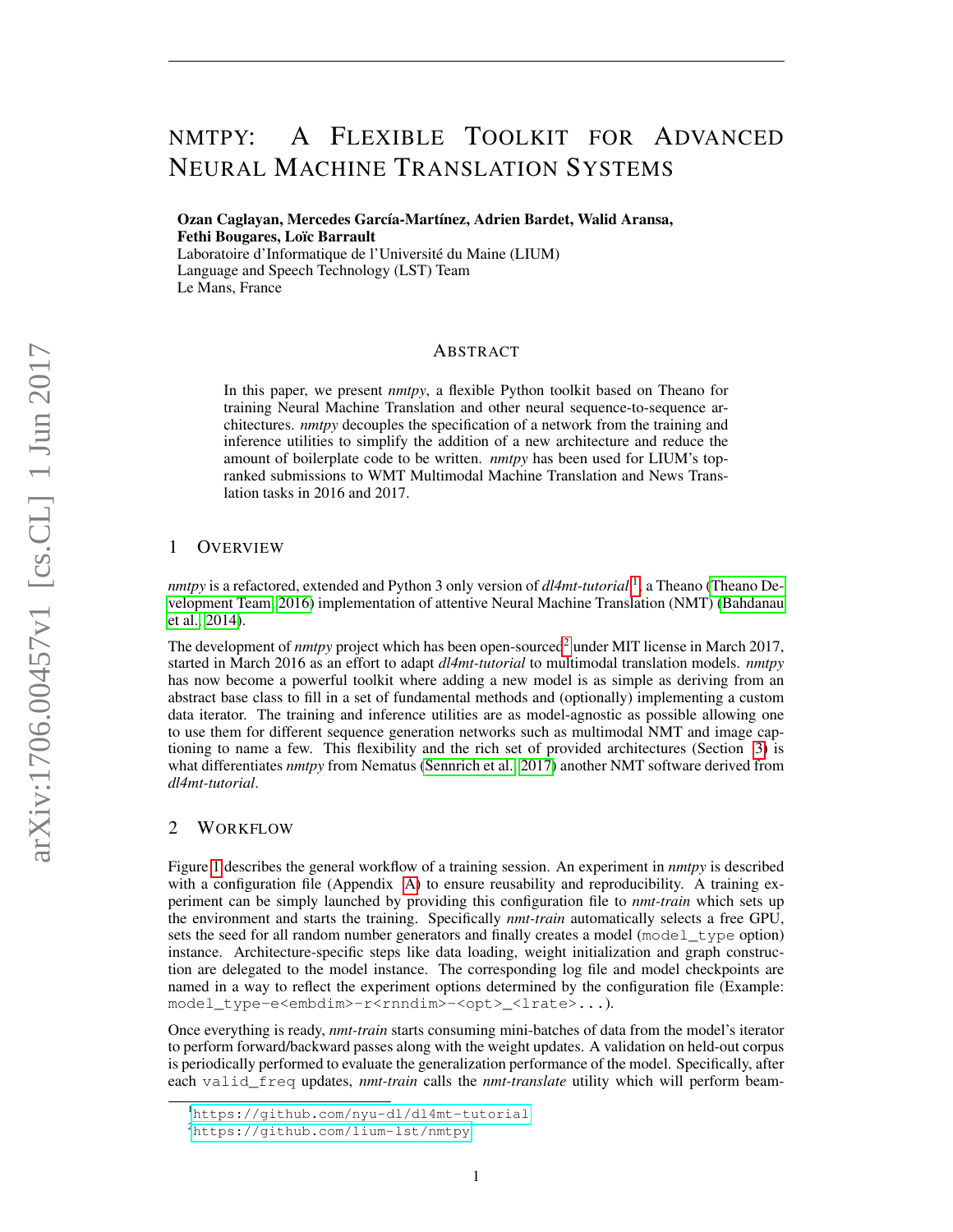# NMTPY: A FLEXIBLE TOOLKIT FOR ADVANCED NEURAL MACHINE TRANSLATION SYSTEMS

**Ozan Caglayan, Mercedes García-Martínez, Adrien Bardet, Walid Aransa, Fethi Bougares, Loïc Barrault**
Laboratoire d'Informatique de l'Université du Maine (LIUM)
Language and Speech Technology (LST) Team
Le Mans, France

## ABSTRACT

In this paper, we present *nmtpy*, a flexible Python toolkit based on Theano for training Neural Machine Translation and other neural sequence-to-sequence architectures. *nmtpy* decouples the specification of a network from the training and inference utilities to simplify the addition of a new architecture and reduce the amount of boilerplate code to be written. *nmtpy* has been used for LIUM's top-ranked submissions to WMT Multimodal Machine Translation and News Translation tasks in 2016 and 2017.

## 1 OVERVIEW

*nmtpy* is a refactored, extended and Python 3 only version of *dl4mt-tutorial*[1], a Theano (Theano Development Team, 2016) implementation of attentive Neural Machine Translation (NMT) (Bahdanau et al., 2014).

The development of *nmtpy* project which has been open-sourced[2] under MIT license in March 2017, started in March 2016 as an effort to adapt *dl4mt-tutorial* to multimodal translation models. *nmtpy* has now become a powerful toolkit where adding a new model is as simple as deriving from an abstract base class to fill in a set of fundamental methods and (optionally) implementing a custom data iterator. The training and inference utilities are as model-agnostic as possible allowing one to use them for different sequence generation networks such as multimodal NMT and image captioning to name a few. This flexibility and the rich set of provided architectures (Section 3) is what differentiates *nmtpy* from Nematus (Sennrich et al., 2017) another NMT software derived from *dl4mt-tutorial*.

## 2 WORKFLOW

Figure 1 describes the general workflow of a training session. An experiment in *nmtpy* is described with a configuration file (Appendix A) to ensure reusability and reproducibility. A training experiment can be simply launched by providing this configuration file to *nmt-train* which sets up the environment and starts the training. Specifically *nmt-train* automatically selects a free GPU, sets the seed for all random number generators and finally creates a model (`model_type` option) instance. Architecture-specific steps like data loading, weight initialization and graph construction are delegated to the model instance. The corresponding log file and model checkpoints are named in a way to reflect the experiment options determined by the configuration file (Example: `model_type-e<embdim>-r<rnndim>-<opt>_<lrate>...`).

Once everything is ready, *nmt-train* starts consuming mini-batches of data from the model's iterator to perform forward/backward passes along with the weight updates. A validation on held-out corpus is periodically performed to evaluate the generalization performance of the model. Specifically, after each `valid_freq` updates, *nmt-train* calls the *nmt-translate* utility which will perform beam-

[1] https://github.com/nyu-dl/dl4mt-tutorial
[2] https://github.com/lium-lst/nmtpy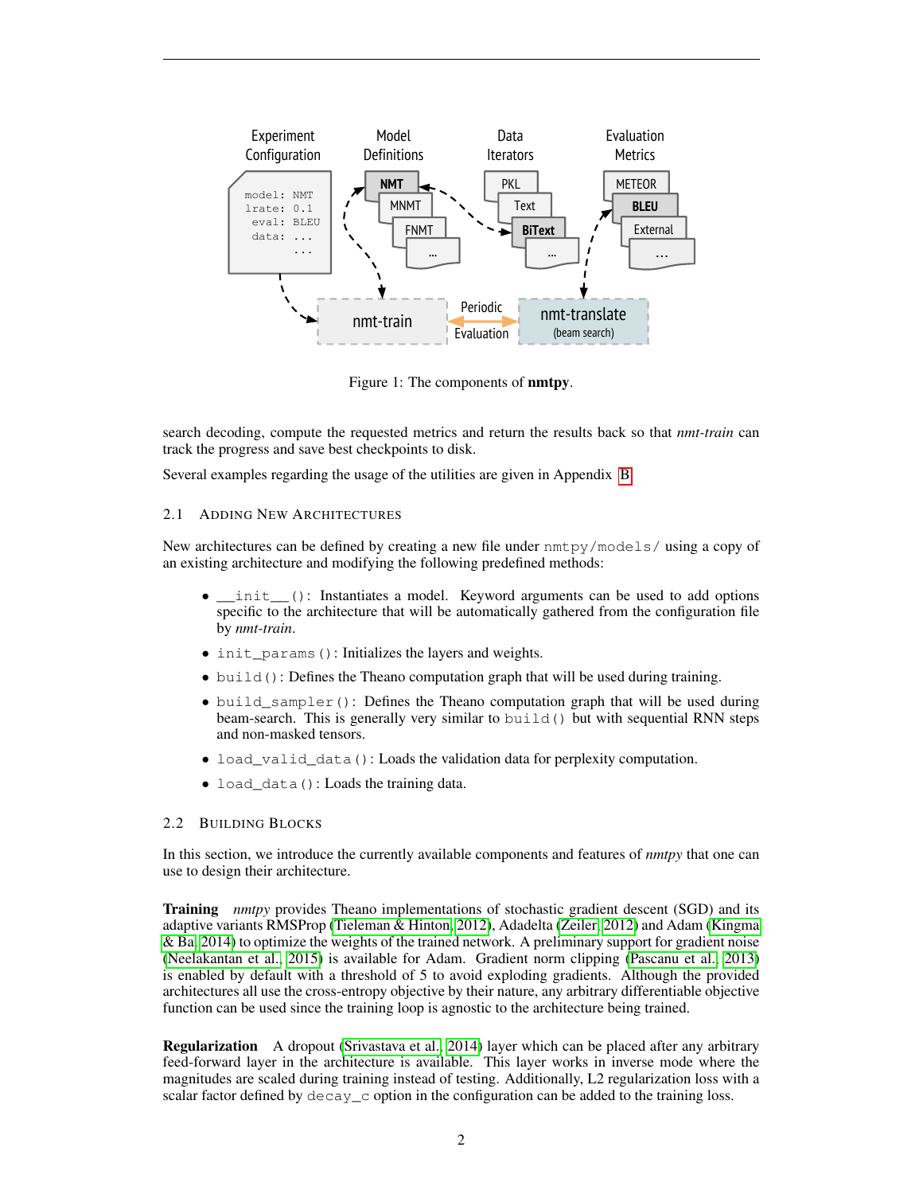Figure 1: The components of **nmtpy**.

search decoding, compute the requested metrics and return the results back so that *nmt-train* can track the progress and save best checkpoints to disk.

Several examples regarding the usage of the utilities are given in Appendix B.

### 2.1 Adding New Architectures

New architectures can be defined by creating a new file under `nmtpy/models/` using a copy of an existing architecture and modifying the following predefined methods:

- `__init__()`: Instantiates a model. Keyword arguments can be used to add options specific to the architecture that will be automatically gathered from the configuration file by *nmt-train*.
- `init_params()`: Initializes the layers and weights.
- `build()`: Defines the Theano computation graph that will be used during training.
- `build_sampler()`: Defines the Theano computation graph that will be used during beam-search. This is generally very similar to `build()` but with sequential RNN steps and non-masked tensors.
- `load_valid_data()`: Loads the validation data for perplexity computation.
- `load_data()`: Loads the training data.

### 2.2 Building Blocks

In this section, we introduce the currently available components and features of *nmtpy* that one can use to design their architecture.

**Training** *nmtpy* provides Theano implementations of stochastic gradient descent (SGD) and its adaptive variants RMSProp (Tieleman & Hinton, 2012), Adadelta (Zeiler, 2012) and Adam (Kingma & Ba, 2014) to optimize the weights of the trained network. A preliminary support for gradient noise (Neelakantan et al., 2015) is available for Adam. Gradient norm clipping (Pascanu et al., 2013) is enabled by default with a threshold of 5 to avoid exploding gradients. Although the provided architectures all use the cross-entropy objective by their nature, any arbitrary differentiable objective function can be used since the training loop is agnostic to the architecture being trained.

**Regularization** A dropout (Srivastava et al., 2014) layer which can be placed after any arbitrary feed-forward layer in the architecture is available. This layer works in inverse mode where the magnitudes are scaled during training instead of testing. Additionally, L2 regularization loss with a scalar factor defined by `decay_c` option in the configuration can be added to the training loss.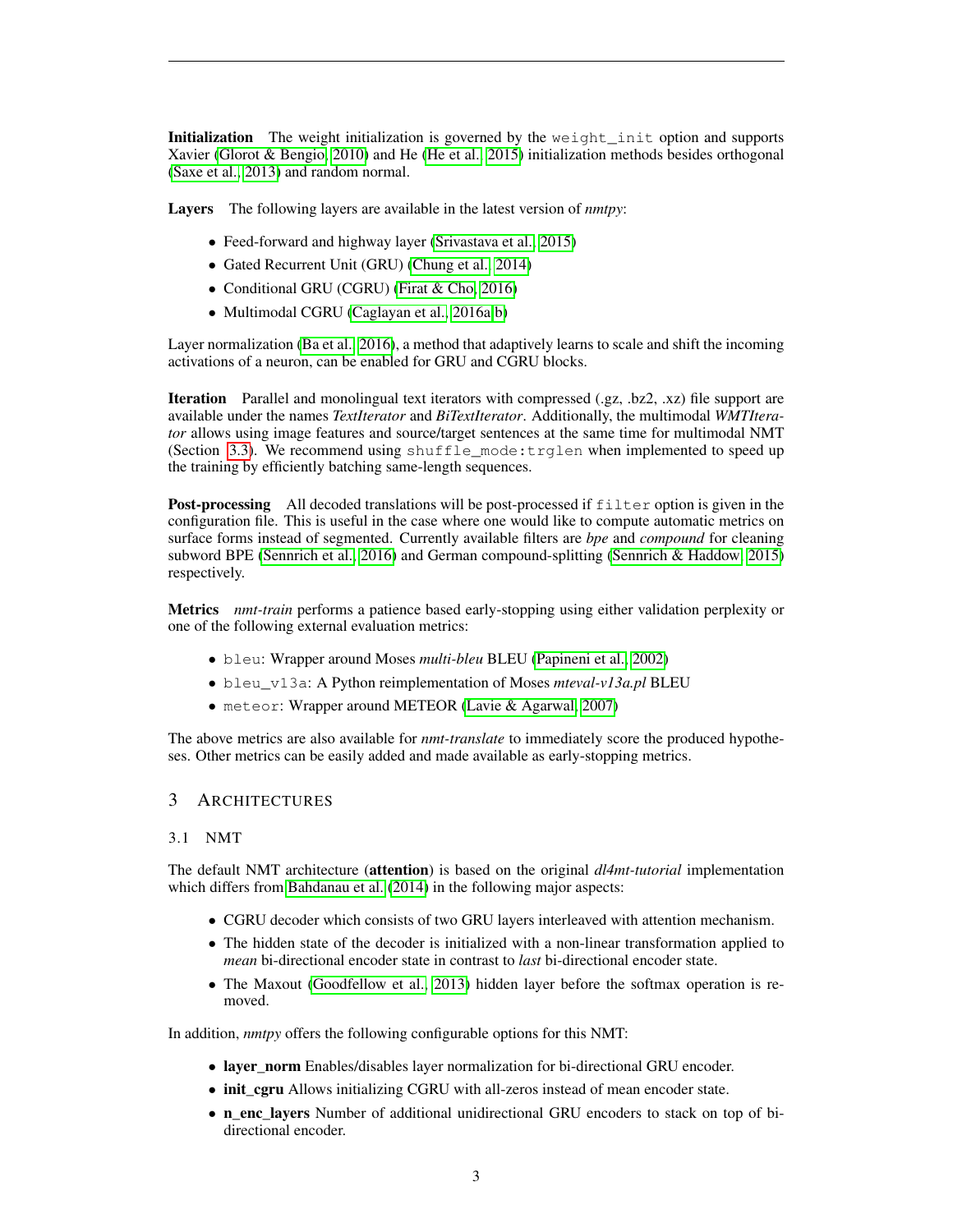**Initialization** The weight initialization is governed by the `weight_init` option and supports Xavier (Glorot & Bengio, 2010) and He (He et al., 2015) initialization methods besides orthogonal (Saxe et al., 2013) and random normal.

**Layers** The following layers are available in the latest version of *nmtpy*:

- Feed-forward and highway layer (Srivastava et al., 2015)
- Gated Recurrent Unit (GRU) (Chung et al., 2014)
- Conditional GRU (CGRU) (Firat & Cho, 2016)
- Multimodal CGRU (Caglayan et al., 2016a;b)

Layer normalization (Ba et al., 2016), a method that adaptively learns to scale and shift the incoming activations of a neuron, can be enabled for GRU and CGRU blocks.

**Iteration** Parallel and monolingual text iterators with compressed (.gz, .bz2, .xz) file support are available under the names *TextIterator* and *BiTextIterator*. Additionally, the multimodal *WMTIterator* allows using image features and source/target sentences at the same time for multimodal NMT (Section 3.3). We recommend using `shuffle_mode:trglen` when implemented to speed up the training by efficiently batching same-length sequences.

**Post-processing** All decoded translations will be post-processed if `filter` option is given in the configuration file. This is useful in the case where one would like to compute automatic metrics on surface forms instead of segmented. Currently available filters are *bpe* and *compound* for cleaning subword BPE (Sennrich et al., 2016) and German compound-splitting (Sennrich & Haddow, 2015) respectively.

**Metrics** *nmt-train* performs a patience based early-stopping using either validation perplexity or one of the following external evaluation metrics:

- `bleu`: Wrapper around Moses *multi-bleu* BLEU (Papineni et al., 2002)
- `bleu_v13a`: A Python reimplementation of Moses *mteval-v13a.pl* BLEU
- `meteor`: Wrapper around METEOR (Lavie & Agarwal, 2007)

The above metrics are also available for *nmt-translate* to immediately score the produced hypotheses. Other metrics can be easily added and made available as early-stopping metrics.

# 3 Architectures

## 3.1 NMT

The default NMT architecture (**attention**) is based on the original *dl4mt-tutorial* implementation which differs from Bahdanau et al. (2014) in the following major aspects:

- CGRU decoder which consists of two GRU layers interleaved with attention mechanism.
- The hidden state of the decoder is initialized with a non-linear transformation applied to *mean* bi-directional encoder state in contrast to *last* bi-directional encoder state.
- The Maxout (Goodfellow et al., 2013) hidden layer before the softmax operation is removed.

In addition, *nmtpy* offers the following configurable options for this NMT:

- **layer_norm** Enables/disables layer normalization for bi-directional GRU encoder.
- **init_cgru** Allows initializing CGRU with all-zeros instead of mean encoder state.
- **n_enc_layers** Number of additional unidirectional GRU encoders to stack on top of bi-directional encoder.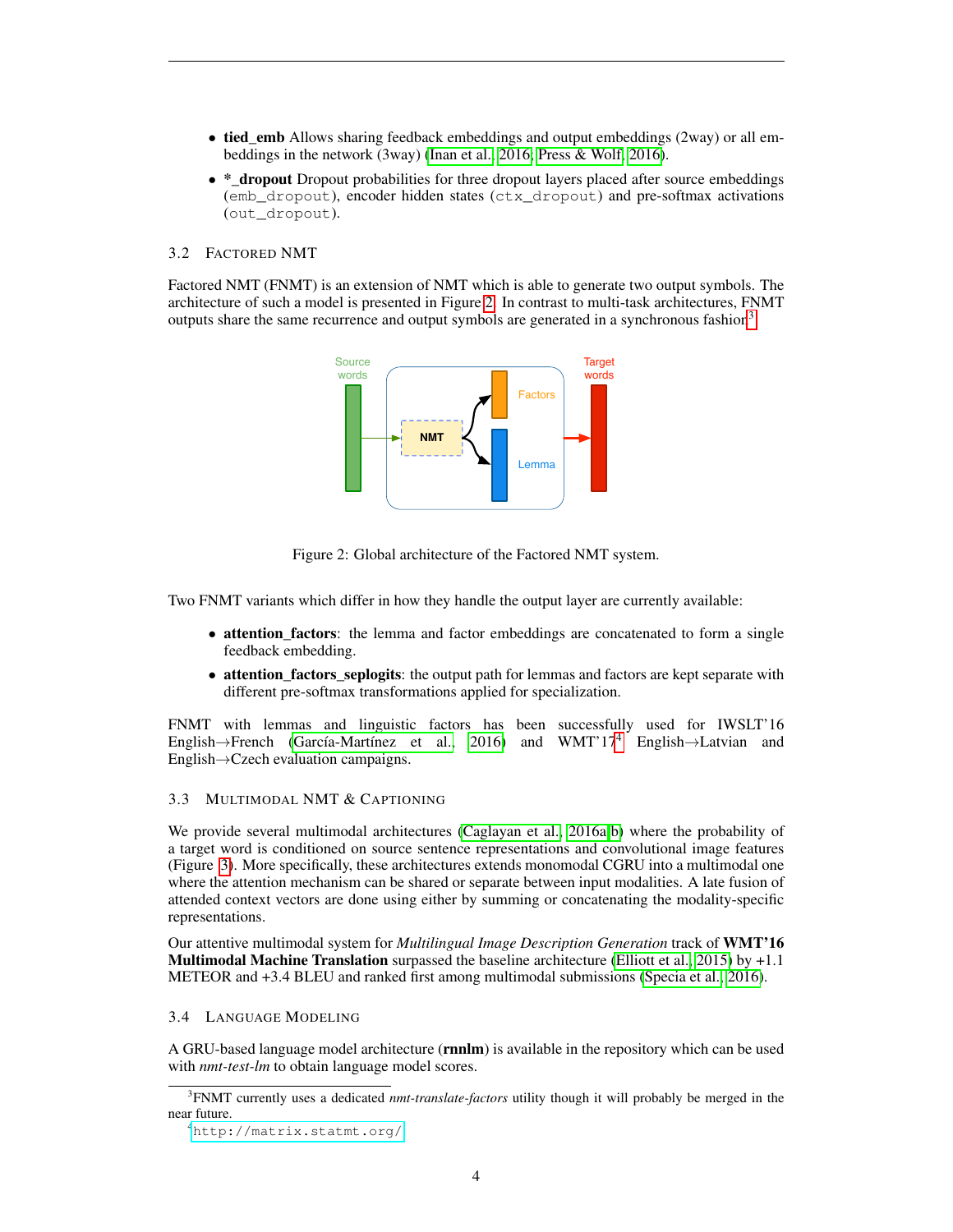- **tied_emb** Allows sharing feedback embeddings and output embeddings (2way) or all embeddings in the network (3way) (Inan et al., 2016; Press & Wolf, 2016).
- ***_dropout** Dropout probabilities for three dropout layers placed after source embeddings (`emb_dropout`), encoder hidden states (`ctx_dropout`) and pre-softmax activations (`out_dropout`).

### 3.2 Factored NMT

Factored NMT (FNMT) is an extension of NMT which is able to generate two output symbols. The architecture of such a model is presented in Figure 2. In contrast to multi-task architectures, FNMT outputs share the same recurrence and output symbols are generated in a synchronous fashion[3].

Figure 2: Global architecture of the Factored NMT system.

Two FNMT variants which differ in how they handle the output layer are currently available:

- **attention_factors**: the lemma and factor embeddings are concatenated to form a single feedback embedding.
- **attention_factors_seplogits**: the output path for lemmas and factors are kept separate with different pre-softmax transformations applied for specialization.

FNMT with lemmas and linguistic factors has been successfully used for IWSLT'16 English→French (García-Martínez et al., 2016) and WMT'17[4] English→Latvian and English→Czech evaluation campaigns.

### 3.3 Multimodal NMT & Captioning

We provide several multimodal architectures (Caglayan et al., 2016a;b) where the probability of a target word is conditioned on source sentence representations and convolutional image features (Figure 3). More specifically, these architectures extends monomodal CGRU into a multimodal one where the attention mechanism can be shared or separate between input modalities. A late fusion of attended context vectors are done using either by summing or concatenating the modality-specific representations.

Our attentive multimodal system for *Multilingual Image Description Generation* track of **WMT'16 Multimodal Machine Translation** surpassed the baseline architecture (Elliott et al., 2015) by +1.1 METEOR and +3.4 BLEU and ranked first among multimodal submissions (Specia et al., 2016).

### 3.4 Language Modeling

A GRU-based language model architecture (**rnnlm**) is available in the repository which can be used with *nmt-test-lm* to obtain language model scores.

---

[3] FNMT currently uses a dedicated *nmt-translate-factors* utility though it will probably be merged in the near future.

[4] `http://matrix.statmt.org/`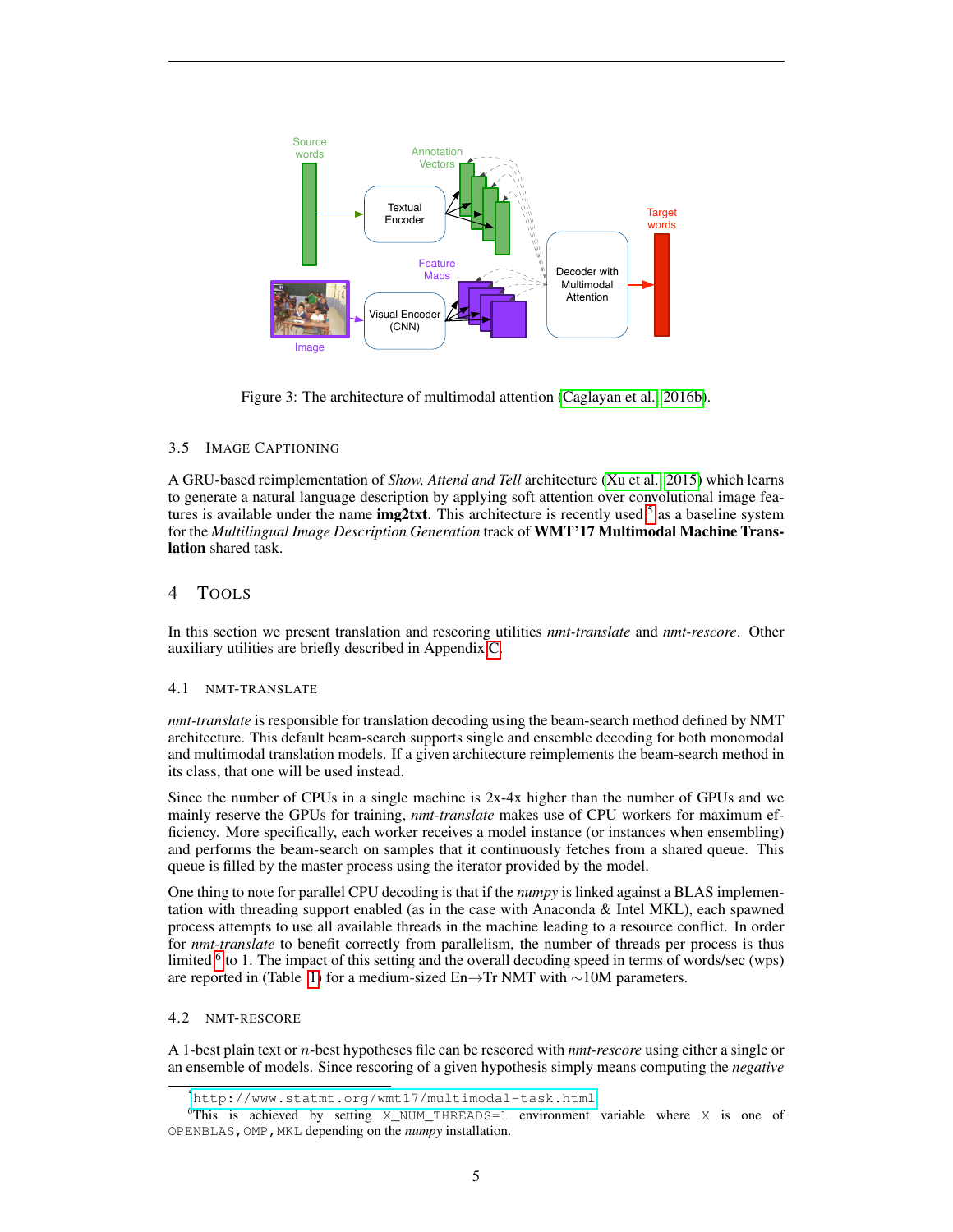Figure 3: The architecture of multimodal attention (Caglayan et al., 2016b).

### 3.5 Image Captioning

A GRU-based reimplementation of *Show, Attend and Tell* architecture (Xu et al., 2015) which learns to generate a natural language description by applying soft attention over convolutional image features is available under the name **img2txt**. This architecture is recently used[5] as a baseline system for the *Multilingual Image Description Generation* track of **WMT'17 Multimodal Machine Translation** shared task.

## 4 Tools

In this section we present translation and rescoring utilities *nmt-translate* and *nmt-rescore*. Other auxiliary utilities are briefly described in Appendix C.

### 4.1 nmt-translate

*nmt-translate* is responsible for translation decoding using the beam-search method defined by NMT architecture. This default beam-search supports single and ensemble decoding for both monomodal and multimodal translation models. If a given architecture reimplements the beam-search method in its class, that one will be used instead.

Since the number of CPUs in a single machine is 2x-4x higher than the number of GPUs and we mainly reserve the GPUs for training, *nmt-translate* makes use of CPU workers for maximum efficiency. More specifically, each worker receives a model instance (or instances when ensembling) and performs the beam-search on samples that it continuously fetches from a shared queue. This queue is filled by the master process using the iterator provided by the model.

One thing to note for parallel CPU decoding is that if the *numpy* is linked against a BLAS implementation with threading support enabled (as in the case with Anaconda & Intel MKL), each spawned process attempts to use all available threads in the machine leading to a resource conflict. In order for *nmt-translate* to benefit correctly from parallelism, the number of threads per process is thus limited[6] to 1. The impact of this setting and the overall decoding speed in terms of words/sec (wps) are reported in (Table 1) for a medium-sized En→Tr NMT with ∼10M parameters.

### 4.2 nmt-rescore

A 1-best plain text or $n$-best hypotheses file can be rescored with *nmt-rescore* using either a single or an ensemble of models. Since rescoring of a given hypothesis simply means computing the *negative*

[5] http://www.statmt.org/wmt17/multimodal-task.html

[6] This is achieved by setting X_NUM_THREADS=1 environment variable where X is one of OPENBLAS,OMP,MKL depending on the *numpy* installation.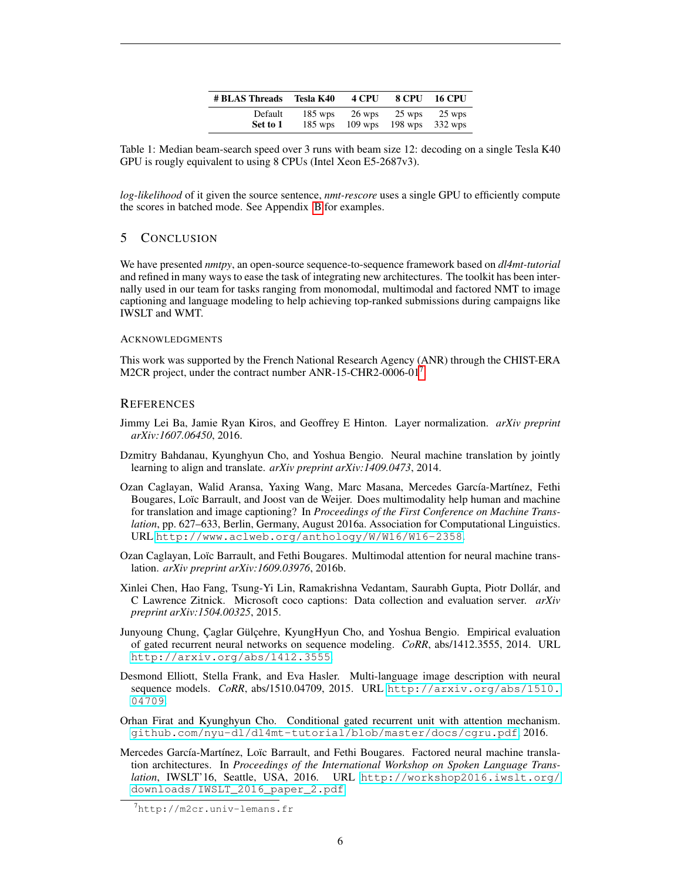| # BLAS Threads | Tesla K40 | 4 CPU | 8 CPU | 16 CPU |
|---|---|---|---|---|
| Default | 185 wps | 26 wps | 25 wps | 25 wps |
| **Set to 1** | 185 wps | 109 wps | 198 wps | 332 wps |

Table 1: Median beam-search speed over 3 runs with beam size 12: decoding on a single Tesla K40 GPU is rougly equivalent to using 8 CPUs (Intel Xeon E5-2687v3).

*log-likelihood* of it given the source sentence, *nmt-rescore* uses a single GPU to efficiently compute the scores in batched mode. See Appendix B for examples.

## 5 Conclusion

We have presented *nmtpy*, an open-source sequence-to-sequence framework based on *dl4mt-tutorial* and refined in many ways to ease the task of integrating new architectures. The toolkit has been internally used in our team for tasks ranging from monomodal, multimodal and factored NMT to image captioning and language modeling to help achieving top-ranked submissions during campaigns like IWSLT and WMT.

### Acknowledgments

This work was supported by the French National Research Agency (ANR) through the CHIST-ERA M2CR project, under the contract number ANR-15-CHR2-0006-01[7].

## References

Jimmy Lei Ba, Jamie Ryan Kiros, and Geoffrey E Hinton. Layer normalization. *arXiv preprint arXiv:1607.06450*, 2016.

Dzmitry Bahdanau, Kyunghyun Cho, and Yoshua Bengio. Neural machine translation by jointly learning to align and translate. *arXiv preprint arXiv:1409.0473*, 2014.

Ozan Caglayan, Walid Aransa, Yaxing Wang, Marc Masana, Mercedes García-Martínez, Fethi Bougares, Loïc Barrault, and Joost van de Weijer. Does multimodality help human and machine for translation and image captioning? In *Proceedings of the First Conference on Machine Translation*, pp. 627–633, Berlin, Germany, August 2016a. Association for Computational Linguistics. URL http://www.aclweb.org/anthology/W/W16/W16-2358.

Ozan Caglayan, Loïc Barrault, and Fethi Bougares. Multimodal attention for neural machine translation. *arXiv preprint arXiv:1609.03976*, 2016b.

Xinlei Chen, Hao Fang, Tsung-Yi Lin, Ramakrishna Vedantam, Saurabh Gupta, Piotr Dollár, and C Lawrence Zitnick. Microsoft coco captions: Data collection and evaluation server. *arXiv preprint arXiv:1504.00325*, 2015.

Junyoung Chung, Çaglar Gülçehre, KyungHyun Cho, and Yoshua Bengio. Empirical evaluation of gated recurrent neural networks on sequence modeling. *CoRR*, abs/1412.3555, 2014. URL http://arxiv.org/abs/1412.3555.

Desmond Elliott, Stella Frank, and Eva Hasler. Multi-language image description with neural sequence models. *CoRR*, abs/1510.04709, 2015. URL http://arxiv.org/abs/1510.04709.

Orhan Firat and Kyunghyun Cho. Conditional gated recurrent unit with attention mechanism. github.com/nyu-dl/dl4mt-tutorial/blob/master/docs/cgru.pdf, 2016.

Mercedes García-Martínez, Loïc Barrault, and Fethi Bougares. Factored neural machine translation architectures. In *Proceedings of the International Workshop on Spoken Language Translation*, IWSLT'16, Seattle, USA, 2016. URL http://workshop2016.iwslt.org/downloads/IWSLT_2016_paper_2.pdf.

[7] http://m2cr.univ-lemans.fr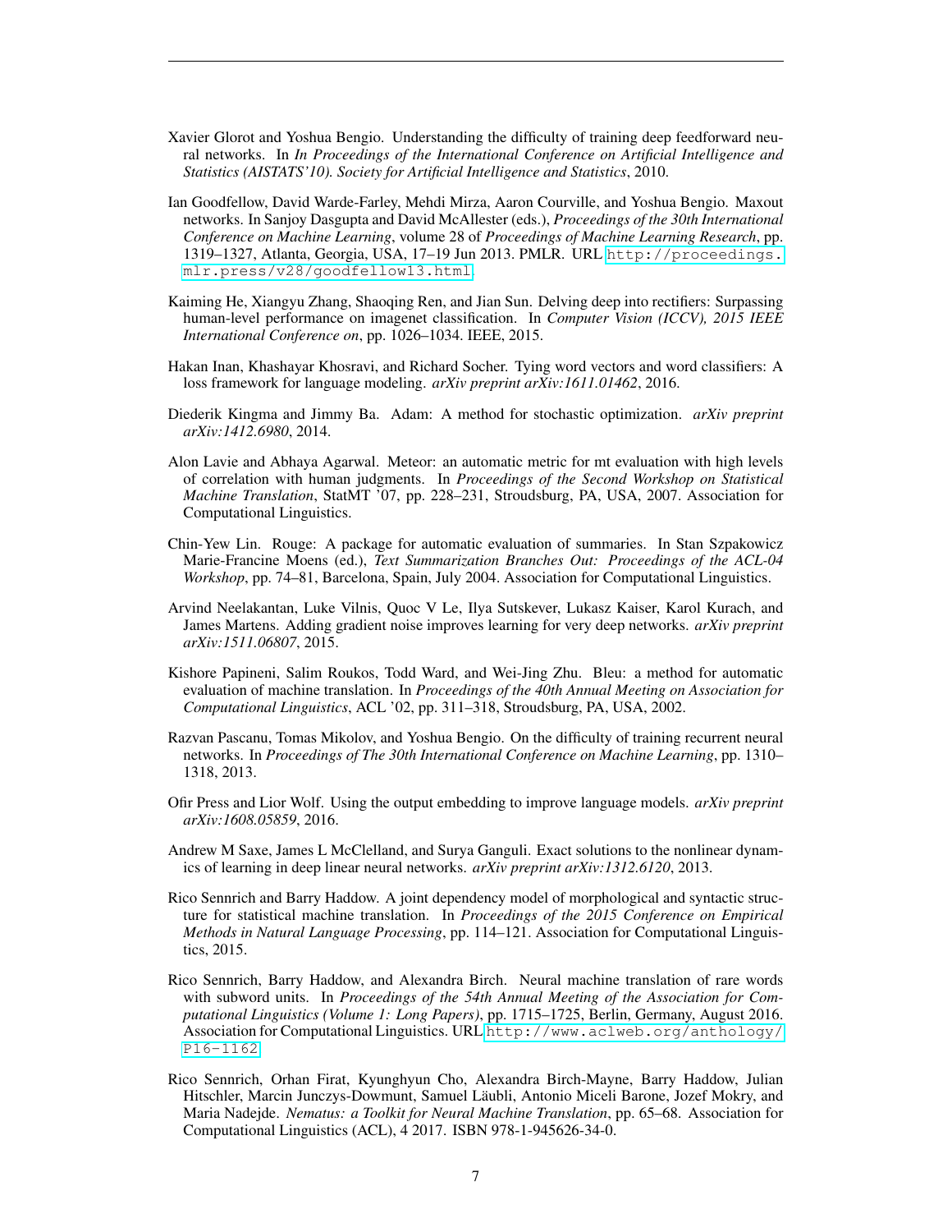Xavier Glorot and Yoshua Bengio. Understanding the difficulty of training deep feedforward neural networks. In *In Proceedings of the International Conference on Artificial Intelligence and Statistics (AISTATS'10). Society for Artificial Intelligence and Statistics*, 2010.

Ian Goodfellow, David Warde-Farley, Mehdi Mirza, Aaron Courville, and Yoshua Bengio. Maxout networks. In Sanjoy Dasgupta and David McAllester (eds.), *Proceedings of the 30th International Conference on Machine Learning*, volume 28 of *Proceedings of Machine Learning Research*, pp. 1319–1327, Atlanta, Georgia, USA, 17–19 Jun 2013. PMLR. URL http://proceedings.mlr.press/v28/goodfellow13.html.

Kaiming He, Xiangyu Zhang, Shaoqing Ren, and Jian Sun. Delving deep into rectifiers: Surpassing human-level performance on imagenet classification. In *Computer Vision (ICCV), 2015 IEEE International Conference on*, pp. 1026–1034. IEEE, 2015.

Hakan Inan, Khashayar Khosravi, and Richard Socher. Tying word vectors and word classifiers: A loss framework for language modeling. *arXiv preprint arXiv:1611.01462*, 2016.

Diederik Kingma and Jimmy Ba. Adam: A method for stochastic optimization. *arXiv preprint arXiv:1412.6980*, 2014.

Alon Lavie and Abhaya Agarwal. Meteor: an automatic metric for mt evaluation with high levels of correlation with human judgments. In *Proceedings of the Second Workshop on Statistical Machine Translation*, StatMT '07, pp. 228–231, Stroudsburg, PA, USA, 2007. Association for Computational Linguistics.

Chin-Yew Lin. Rouge: A package for automatic evaluation of summaries. In Stan Szpakowicz Marie-Francine Moens (ed.), *Text Summarization Branches Out: Proceedings of the ACL-04 Workshop*, pp. 74–81, Barcelona, Spain, July 2004. Association for Computational Linguistics.

Arvind Neelakantan, Luke Vilnis, Quoc V Le, Ilya Sutskever, Lukasz Kaiser, Karol Kurach, and James Martens. Adding gradient noise improves learning for very deep networks. *arXiv preprint arXiv:1511.06807*, 2015.

Kishore Papineni, Salim Roukos, Todd Ward, and Wei-Jing Zhu. Bleu: a method for automatic evaluation of machine translation. In *Proceedings of the 40th Annual Meeting on Association for Computational Linguistics*, ACL '02, pp. 311–318, Stroudsburg, PA, USA, 2002.

Razvan Pascanu, Tomas Mikolov, and Yoshua Bengio. On the difficulty of training recurrent neural networks. In *Proceedings of The 30th International Conference on Machine Learning*, pp. 1310–1318, 2013.

Ofir Press and Lior Wolf. Using the output embedding to improve language models. *arXiv preprint arXiv:1608.05859*, 2016.

Andrew M Saxe, James L McClelland, and Surya Ganguli. Exact solutions to the nonlinear dynamics of learning in deep linear neural networks. *arXiv preprint arXiv:1312.6120*, 2013.

Rico Sennrich and Barry Haddow. A joint dependency model of morphological and syntactic structure for statistical machine translation. In *Proceedings of the 2015 Conference on Empirical Methods in Natural Language Processing*, pp. 114–121. Association for Computational Linguistics, 2015.

Rico Sennrich, Barry Haddow, and Alexandra Birch. Neural machine translation of rare words with subword units. In *Proceedings of the 54th Annual Meeting of the Association for Computational Linguistics (Volume 1: Long Papers)*, pp. 1715–1725, Berlin, Germany, August 2016. Association for Computational Linguistics. URL http://www.aclweb.org/anthology/P16-1162.

Rico Sennrich, Orhan Firat, Kyunghyun Cho, Alexandra Birch-Mayne, Barry Haddow, Julian Hitschler, Marcin Junczys-Dowmunt, Samuel Läubli, Antonio Miceli Barone, Jozef Mokry, and Maria Nadejde. *Nematus: a Toolkit for Neural Machine Translation*, pp. 65–68. Association for Computational Linguistics (ACL), 4 2017. ISBN 978-1-945626-34-0.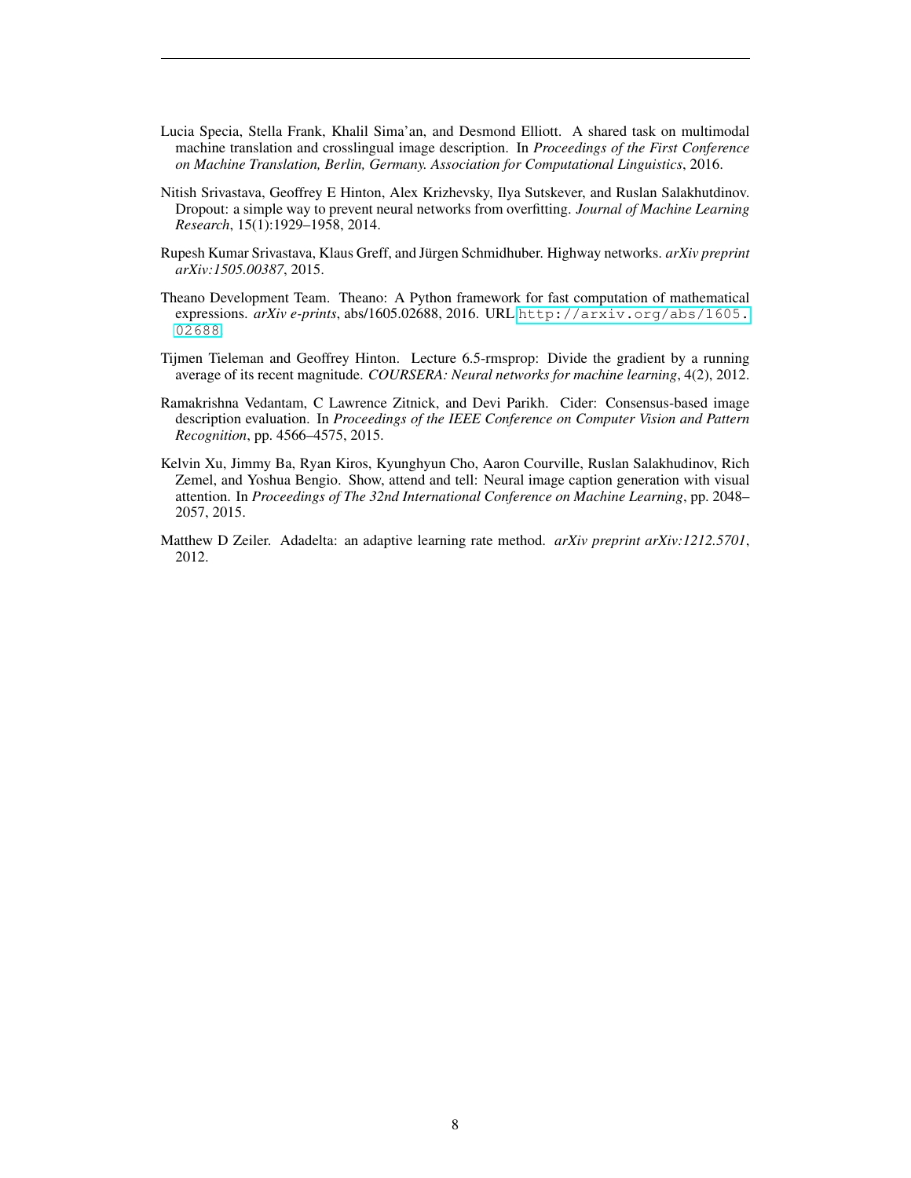Lucia Specia, Stella Frank, Khalil Sima'an, and Desmond Elliott. A shared task on multimodal machine translation and crosslingual image description. In *Proceedings of the First Conference on Machine Translation, Berlin, Germany. Association for Computational Linguistics*, 2016.

Nitish Srivastava, Geoffrey E Hinton, Alex Krizhevsky, Ilya Sutskever, and Ruslan Salakhutdinov. Dropout: a simple way to prevent neural networks from overfitting. *Journal of Machine Learning Research*, 15(1):1929–1958, 2014.

Rupesh Kumar Srivastava, Klaus Greff, and Jürgen Schmidhuber. Highway networks. *arXiv preprint arXiv:1505.00387*, 2015.

Theano Development Team. Theano: A Python framework for fast computation of mathematical expressions. *arXiv e-prints*, abs/1605.02688, 2016. URL `http://arxiv.org/abs/1605.02688`.

Tijmen Tieleman and Geoffrey Hinton. Lecture 6.5-rmsprop: Divide the gradient by a running average of its recent magnitude. *COURSERA: Neural networks for machine learning*, 4(2), 2012.

Ramakrishna Vedantam, C Lawrence Zitnick, and Devi Parikh. Cider: Consensus-based image description evaluation. In *Proceedings of the IEEE Conference on Computer Vision and Pattern Recognition*, pp. 4566–4575, 2015.

Kelvin Xu, Jimmy Ba, Ryan Kiros, Kyunghyun Cho, Aaron Courville, Ruslan Salakhudinov, Rich Zemel, and Yoshua Bengio. Show, attend and tell: Neural image caption generation with visual attention. In *Proceedings of The 32nd International Conference on Machine Learning*, pp. 2048–2057, 2015.

Matthew D Zeiler. Adadelta: an adaptive learning rate method. *arXiv preprint arXiv:1212.5701*, 2012.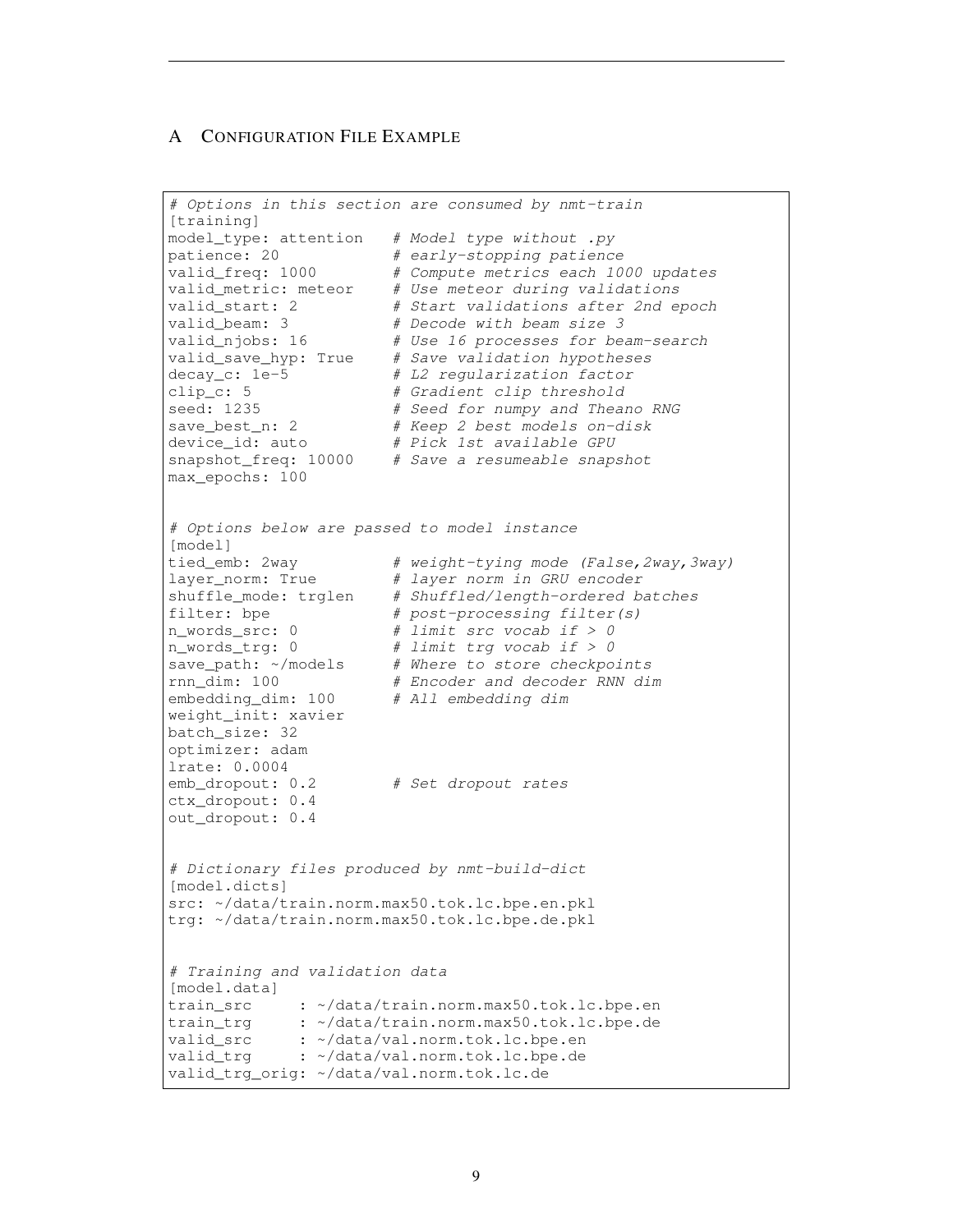## A CONFIGURATION FILE EXAMPLE

```
# Options in this section are consumed by nmt-train
[training]
model_type: attention   # Model type without .py
patience: 20            # early-stopping patience
valid_freq: 1000        # Compute metrics each 1000 updates
valid_metric: meteor    # Use meteor during validations
valid_start: 2          # Start validations after 2nd epoch
valid_beam: 3           # Decode with beam size 3
valid_njobs: 16         # Use 16 processes for beam-search
valid_save_hyp: True    # Save validation hypotheses
decay_c: 1e-5           # L2 regularization factor
clip_c: 5               # Gradient clip threshold
seed: 1235              # Seed for numpy and Theano RNG
save_best_n: 2          # Keep 2 best models on-disk
device_id: auto         # Pick 1st available GPU
snapshot_freq: 10000    # Save a resumeable snapshot
max_epochs: 100


# Options below are passed to model instance
[model]
tied_emb: 2way          # weight-tying mode (False,2way,3way)
layer_norm: True        # layer norm in GRU encoder
shuffle_mode: trglen    # Shuffled/length-ordered batches
filter: bpe             # post-processing filter(s)
n_words_src: 0          # limit src vocab if > 0
n_words_trg: 0          # limit trg vocab if > 0
save_path: ~/models     # Where to store checkpoints
rnn_dim: 100            # Encoder and decoder RNN dim
embedding_dim: 100      # All embedding dim
weight_init: xavier
batch_size: 32
optimizer: adam
lrate: 0.0004
emb_dropout: 0.2        # Set dropout rates
ctx_dropout: 0.4
out_dropout: 0.4


# Dictionary files produced by nmt-build-dict
[model.dicts]
src: ~/data/train.norm.max50.tok.lc.bpe.en.pkl
trg: ~/data/train.norm.max50.tok.lc.bpe.de.pkl


# Training and validation data
[model.data]
train_src     : ~/data/train.norm.max50.tok.lc.bpe.en
train_trg     : ~/data/train.norm.max50.tok.lc.bpe.de
valid_src     : ~/data/val.norm.tok.lc.bpe.en
valid_trg     : ~/data/val.norm.tok.lc.bpe.de
valid_trg_orig: ~/data/val.norm.tok.lc.de
```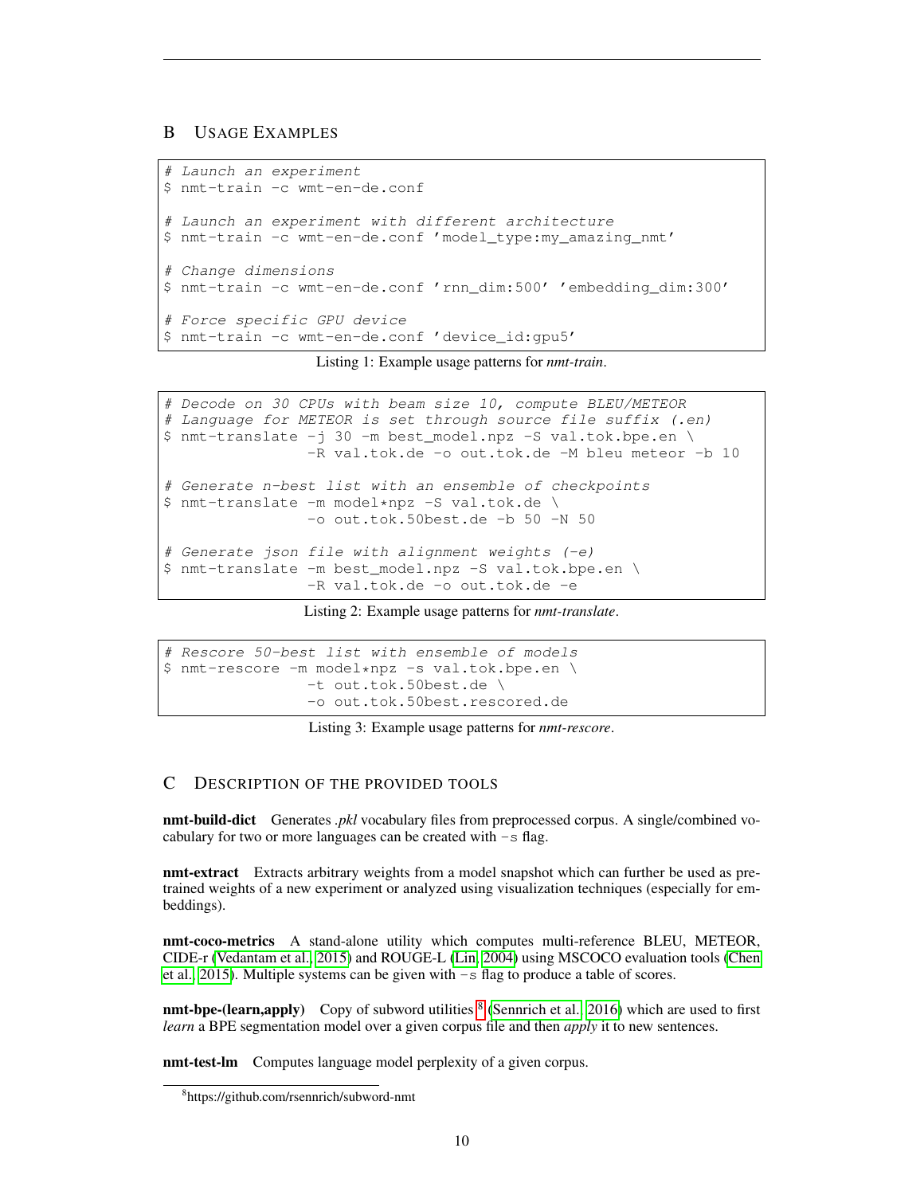## B Usage Examples

```
# Launch an experiment
$ nmt-train -c wmt-en-de.conf

# Launch an experiment with different architecture
$ nmt-train -c wmt-en-de.conf 'model_type:my_amazing_nmt'

# Change dimensions
$ nmt-train -c wmt-en-de.conf 'rnn_dim:500' 'embedding_dim:300'

# Force specific GPU device
$ nmt-train -c wmt-en-de.conf 'device_id:gpu5'
```

Listing 1: Example usage patterns for *nmt-train*.

```
# Decode on 30 CPUs with beam size 10, compute BLEU/METEOR
# Language for METEOR is set through source file suffix (.en)
$ nmt-translate -j 30 -m best_model.npz -S val.tok.bpe.en \
                -R val.tok.de -o out.tok.de -M bleu meteor -b 10

# Generate n-best list with an ensemble of checkpoints
$ nmt-translate -m model*npz -S val.tok.de \
                -o out.tok.50best.de -b 50 -N 50

# Generate json file with alignment weights (-e)
$ nmt-translate -m best_model.npz -S val.tok.bpe.en \
                -R val.tok.de -o out.tok.de -e
```

Listing 2: Example usage patterns for *nmt-translate*.

```
# Rescore 50-best list with ensemble of models
$ nmt-rescore -m model*npz -s val.tok.bpe.en \
                -t out.tok.50best.de \
                -o out.tok.50best.rescored.de
```

Listing 3: Example usage patterns for *nmt-rescore*.

## C Description of the Provided Tools

**nmt-build-dict** Generates *.pkl* vocabulary files from preprocessed corpus. A single/combined vocabulary for two or more languages can be created with `-s` flag.

**nmt-extract** Extracts arbitrary weights from a model snapshot which can further be used as pre-trained weights of a new experiment or analyzed using visualization techniques (especially for embeddings).

**nmt-coco-metrics** A stand-alone utility which computes multi-reference BLEU, METEOR, CIDE-r (Vedantam et al., 2015) and ROUGE-L (Lin, 2004) using MSCOCO evaluation tools (Chen et al., 2015). Multiple systems can be given with `-s` flag to produce a table of scores.

**nmt-bpe-(learn,apply)** Copy of subword utilities[8] (Sennrich et al., 2016) which are used to first *learn* a BPE segmentation model over a given corpus file and then *apply* it to new sentences.

**nmt-test-lm** Computes language model perplexity of a given corpus.

[8] https://github.com/rsennrich/subword-nmt